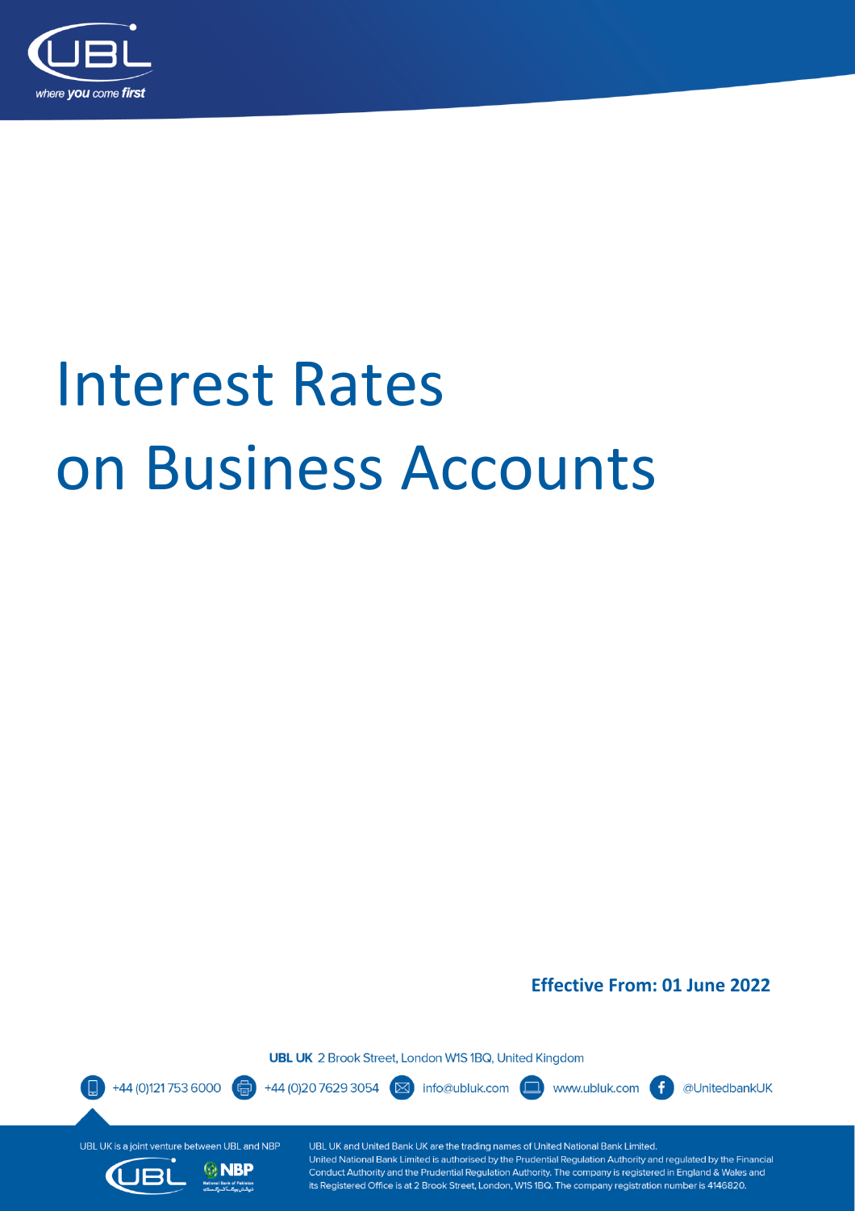# Interest Rates on Business Accounts

**Effective From: 01 June 2022**

**UBL UK** 2 Brook Street, London W1S 1BQ, United Kingdom

+44 (0)121 753 6000 | +44 (0)20 7629 3054 | info@ubluk.com | www.ubluk.com | @UnitedbankUK

UBL UK is a joint venture between UBL and NBP

UBL UK and United Bank UK are the trading names of United National Bank Limited. United National Bank Limited is authorised by the Prudential Regulation Authority and regulated by the Financial Conduct Authority and the Prudential Regulation Authority. The company is registered in England & Wales and its Registered Office is at 2 Brook Street, London, W1S 1BQ. The company registration number is 4146820.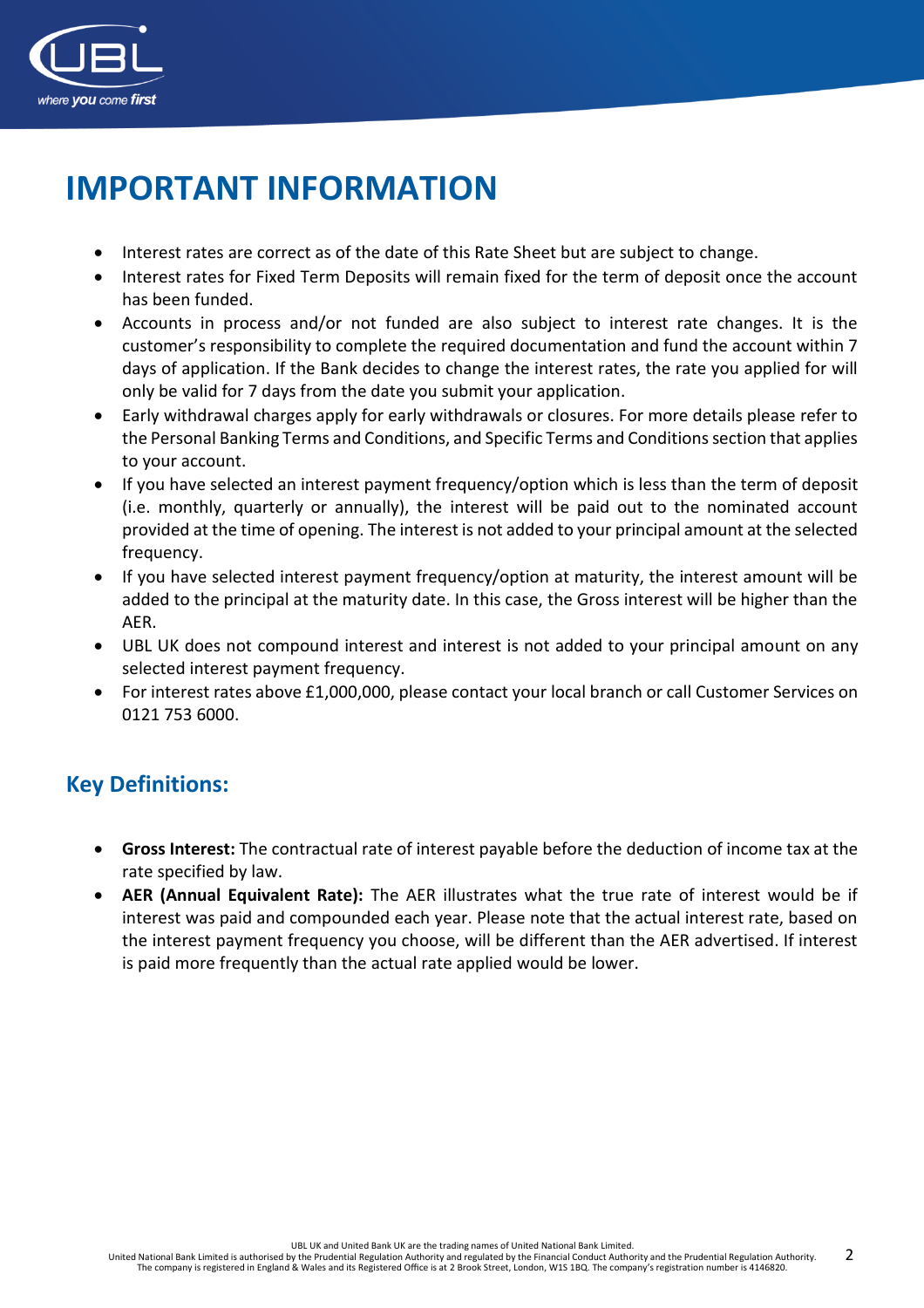# IMPORTANT INFORMATION

- Interest rates are correct as of the date of this Rate Sheet but are subject to change.
- Interest rates for Fixed Term Deposits will remain fixed for the term of deposit once the account has been funded.
- Accounts in process and/or not funded are also subject to interest rate changes. It is the customer's responsibility to complete the required documentation and fund the account within 7 days of application. If the Bank decides to change the interest rates, the rate you applied for will only be valid for 7 days from the date you submit your application.
- Early withdrawal charges apply for early withdrawals or closures. For more details please refer to the Personal Banking Terms and Conditions, and Specific Terms and Conditions section that applies to your account.
- If you have selected an interest payment frequency/option which is less than the term of deposit (i.e. monthly, quarterly or annually), the interest will be paid out to the nominated account provided at the time of opening. The interest is not added to your principal amount at the selected frequency.
- If you have selected interest payment frequency/option at maturity, the interest amount will be added to the principal at the maturity date. In this case, the Gross interest will be higher than the AER.
- UBL UK does not compound interest and interest is not added to your principal amount on any selected interest payment frequency.
- For interest rates above £1,000,000, please contact your local branch or call Customer Services on 0121 753 6000.

## Key Definitions:

- **Gross Interest:** The contractual rate of interest payable before the deduction of income tax at the rate specified by law.
- **AER (Annual Equivalent Rate):** The AER illustrates what the true rate of interest would be if interest was paid and compounded each year. Please note that the actual interest rate, based on the interest payment frequency you choose, will be different than the AER advertised. If interest is paid more frequently than the actual rate applied would be lower.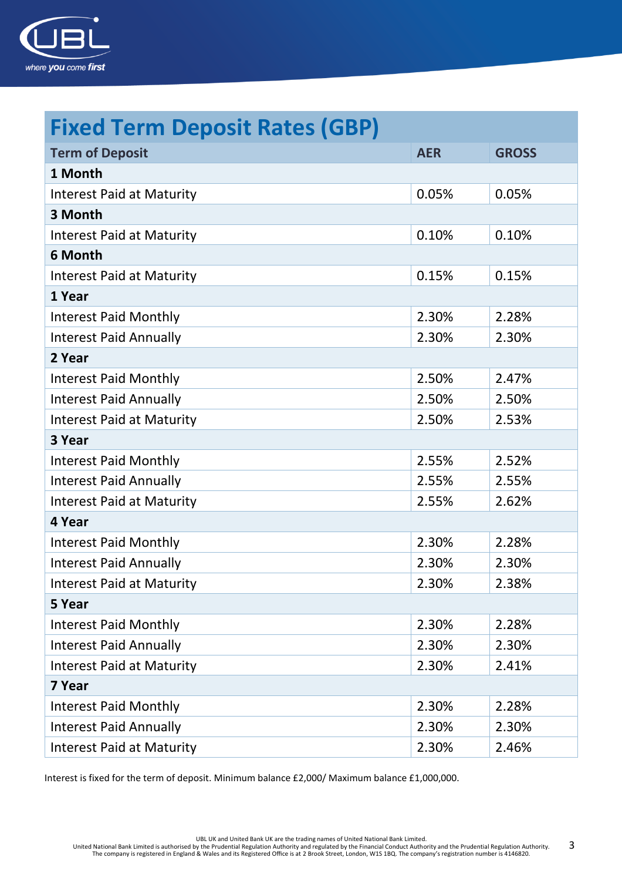# Fixed Term Deposit Rates (GBP)

| Term of Deposit | AER | GROSS |
|---|---|---|
| **1 Month** | | |
| Interest Paid at Maturity | 0.05% | 0.05% |
| **3 Month** | | |
| Interest Paid at Maturity | 0.10% | 0.10% |
| **6 Month** | | |
| Interest Paid at Maturity | 0.15% | 0.15% |
| **1 Year** | | |
| Interest Paid Monthly | 2.30% | 2.28% |
| Interest Paid Annually | 2.30% | 2.30% |
| **2 Year** | | |
| Interest Paid Monthly | 2.50% | 2.47% |
| Interest Paid Annually | 2.50% | 2.50% |
| Interest Paid at Maturity | 2.50% | 2.53% |
| **3 Year** | | |
| Interest Paid Monthly | 2.55% | 2.52% |
| Interest Paid Annually | 2.55% | 2.55% |
| Interest Paid at Maturity | 2.55% | 2.62% |
| **4 Year** | | |
| Interest Paid Monthly | 2.30% | 2.28% |
| Interest Paid Annually | 2.30% | 2.30% |
| Interest Paid at Maturity | 2.30% | 2.38% |
| **5 Year** | | |
| Interest Paid Monthly | 2.30% | 2.28% |
| Interest Paid Annually | 2.30% | 2.30% |
| Interest Paid at Maturity | 2.30% | 2.41% |
| **7 Year** | | |
| Interest Paid Monthly | 2.30% | 2.28% |
| Interest Paid Annually | 2.30% | 2.30% |
| Interest Paid at Maturity | 2.30% | 2.46% |

Interest is fixed for the term of deposit. Minimum balance £2,000/ Maximum balance £1,000,000.

UBL UK and United Bank UK are the trading names of United National Bank Limited.
United National Bank Limited is authorised by the Prudential Regulation Authority and regulated by the Financial Conduct Authority and the Prudential Regulation Authority.
The company is registered in England & Wales and its Registered Office is at 2 Brook Street, London, W1S 1BQ. The company's registration number is 4146820.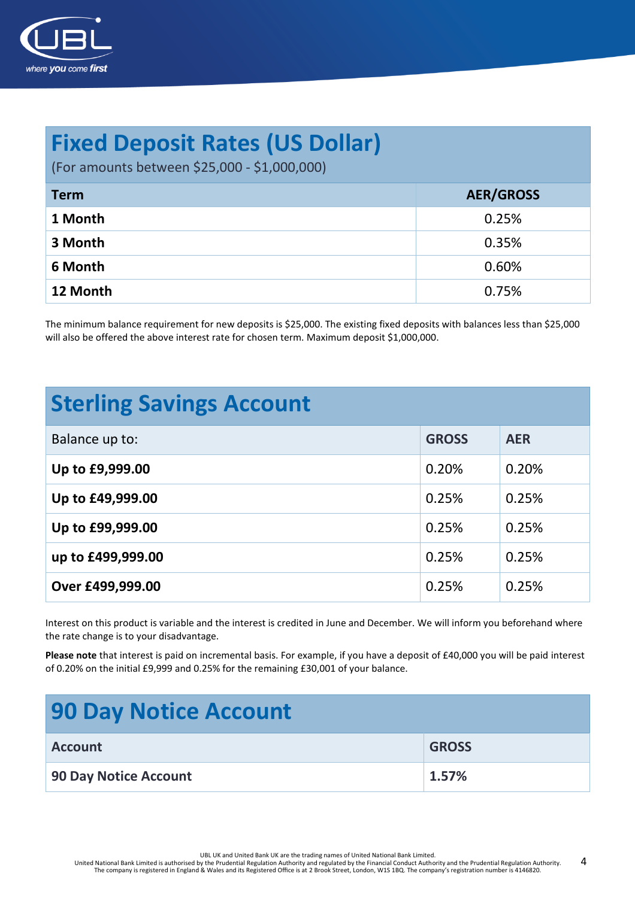## Fixed Deposit Rates (US Dollar)

(For amounts between $25,000 - $1,000,000)

| Term | AER/GROSS |
|---|---|
| **1 Month** | 0.25% |
| **3 Month** | 0.35% |
| **6 Month** | 0.60% |
| **12 Month** | 0.75% |

The minimum balance requirement for new deposits is $25,000. The existing fixed deposits with balances less than $25,000 will also be offered the above interest rate for chosen term. Maximum deposit $1,000,000.

## Sterling Savings Account

| Balance up to: | GROSS | AER |
|---|---|---|
| **Up to £9,999.00** | 0.20% | 0.20% |
| **Up to £49,999.00** | 0.25% | 0.25% |
| **Up to £99,999.00** | 0.25% | 0.25% |
| **up to £499,999.00** | 0.25% | 0.25% |
| **Over £499,999.00** | 0.25% | 0.25% |

Interest on this product is variable and the interest is credited in June and December. We will inform you beforehand where the rate change is to your disadvantage.

**Please note** that interest is paid on incremental basis. For example, if you have a deposit of £40,000 you will be paid interest of 0.20% on the initial £9,999 and 0.25% for the remaining £30,001 of your balance.

## 90 Day Notice Account

| Account | GROSS |
|---|---|
| **90 Day Notice Account** | **1.57%** |

UBL UK and United Bank UK are the trading names of United National Bank Limited.
United National Bank Limited is authorised by the Prudential Regulation Authority and regulated by the Financial Conduct Authority and the Prudential Regulation Authority.
The company is registered in England & Wales and its Registered Office is at 2 Brook Street, London, W1S 1BQ. The company's registration number is 4146820.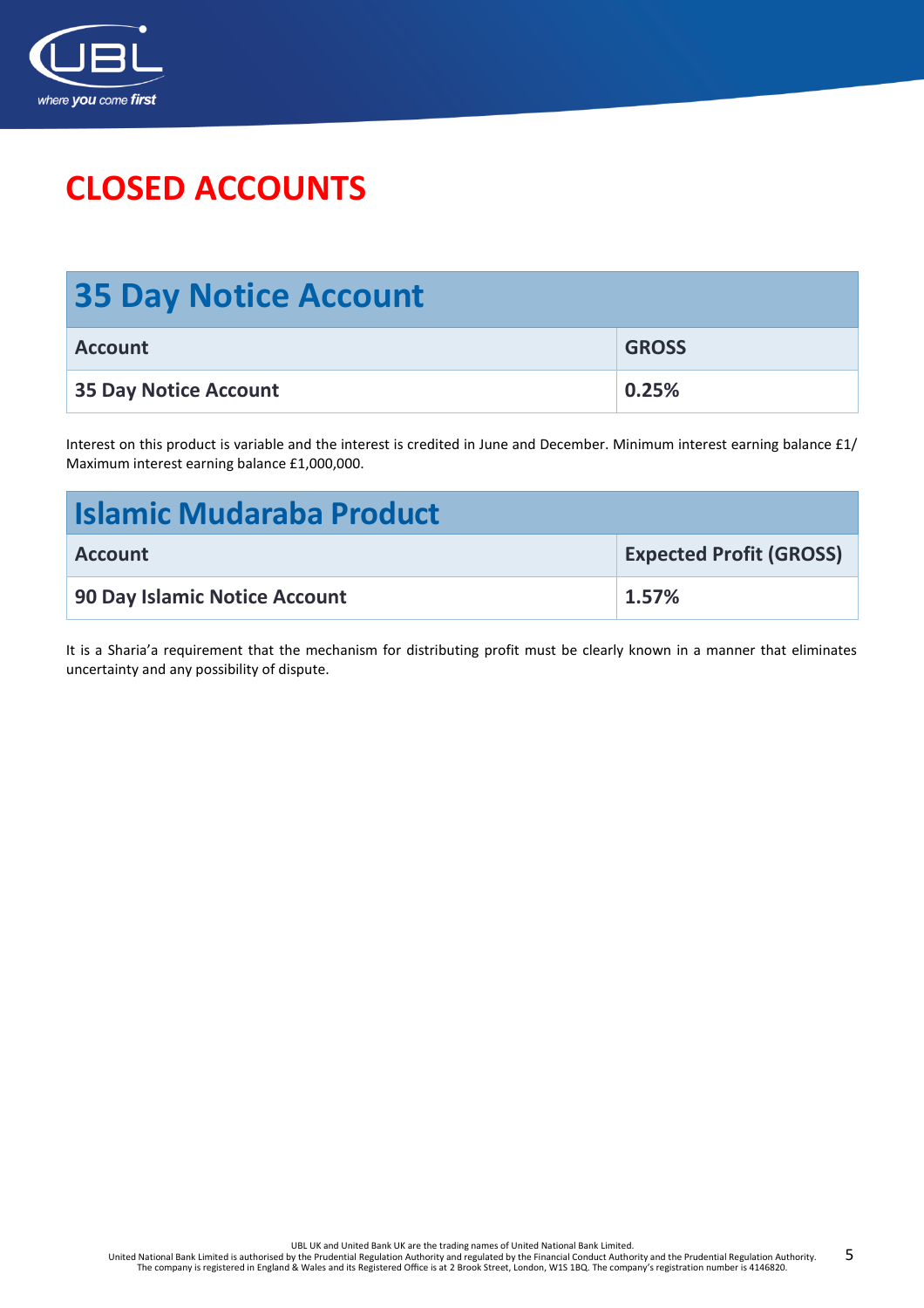# CLOSED ACCOUNTS

| 35 Day Notice Account | |
|---|---|
| **Account** | **GROSS** |
| **35 Day Notice Account** | **0.25%** |

Interest on this product is variable and the interest is credited in June and December. Minimum interest earning balance £1/ Maximum interest earning balance £1,000,000.

| Islamic Mudaraba Product | |
|---|---|
| **Account** | **Expected Profit (GROSS)** |
| **90 Day Islamic Notice Account** | **1.57%** |

It is a Sharia'a requirement that the mechanism for distributing profit must be clearly known in a manner that eliminates uncertainty and any possibility of dispute.

UBL UK and United Bank UK are the trading names of United National Bank Limited.
United National Bank Limited is authorised by the Prudential Regulation Authority and regulated by the Financial Conduct Authority and the Prudential Regulation Authority.
The company is registered in England & Wales and its Registered Office is at 2 Brook Street, London, W1S 1BQ. The company's registration number is 4146820.